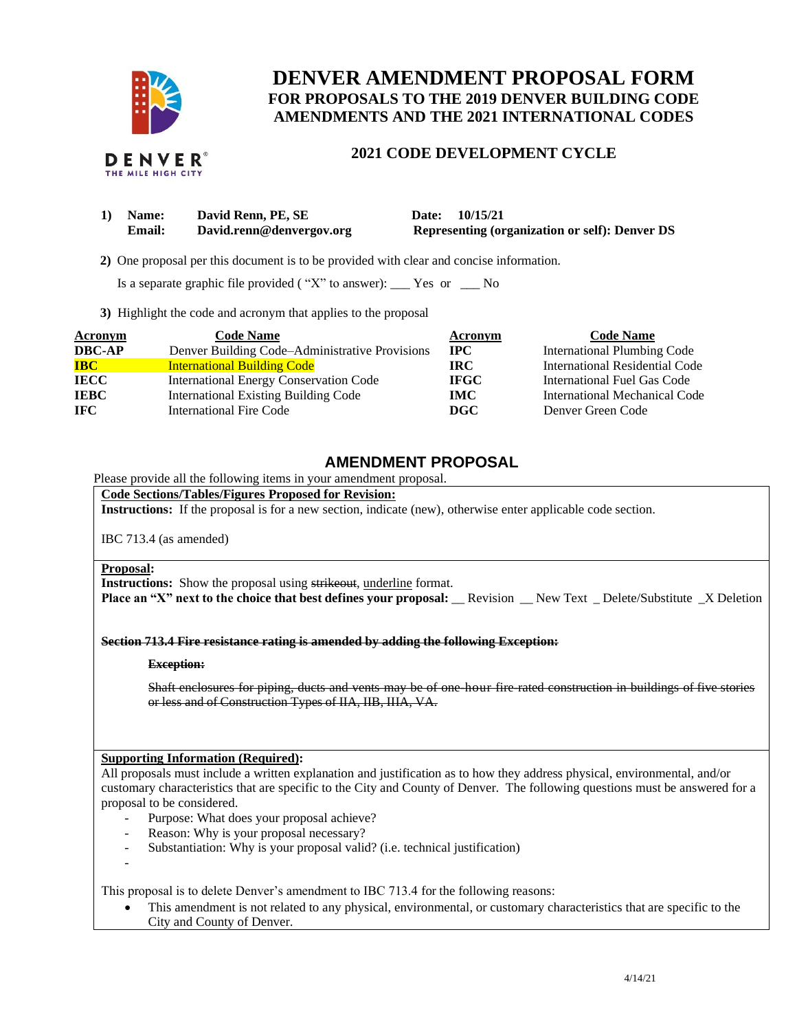# DENVER AMENDMENT PROPOSAL FORM

## FOR PROPOSALS TO THE 2019 DENVER BUILDING CODE AMENDMENTS AND THE 2021 INTERNATIONAL CODES

### 2021 CODE DEVELOPMENT CYCLE

**1) Name:** **David Renn, PE, SE** **Date: 10/15/21**
**Email:** **David.renn@denvergov.org** **Representing (organization or self): Denver DS**

**2)** One proposal per this document is to be provided with clear and concise information.

Is a separate graphic file provided ( "X" to answer): ___ Yes or ___ No

**3)** Highlight the code and acronym that applies to the proposal

| Acronym | Code Name | Acronym | Code Name |
|---|---|---|---|
| **DBC-AP** | Denver Building Code–Administrative Provisions | **IPC** | International Plumbing Code |
| **IBC** | International Building Code | **IRC** | International Residential Code |
| **IECC** | International Energy Conservation Code | **IFGC** | International Fuel Gas Code |
| **IEBC** | International Existing Building Code | **IMC** | International Mechanical Code |
| **IFC** | International Fire Code | **DGC** | Denver Green Code |

## AMENDMENT PROPOSAL

Please provide all the following items in your amendment proposal.

**Code Sections/Tables/Figures Proposed for Revision:**

**Instructions:** If the proposal is for a new section, indicate (new), otherwise enter applicable code section.

IBC 713.4 (as amended)

**Proposal:**

**Instructions:** Show the proposal using ~~strikeout~~, <u>underline</u> format.

**Place an "X" next to the choice that best defines your proposal:** __ Revision __ New Text _ Delete/Substitute _X Deletion

~~**Section 713.4 Fire resistance rating is amended by adding the following Exception:**~~

~~**Exception:**~~

~~Shaft enclosures for piping, ducts and vents may be of one-hour fire-rated construction in buildings of five stories or less and of Construction Types of IIA, IIB, IIIA, VA.~~

**Supporting Information (Required):**

All proposals must include a written explanation and justification as to how they address physical, environmental, and/or customary characteristics that are specific to the City and County of Denver. The following questions must be answered for a proposal to be considered.

- Purpose: What does your proposal achieve?
- Reason: Why is your proposal necessary?
- Substantiation: Why is your proposal valid? (i.e. technical justification)
-

This proposal is to delete Denver's amendment to IBC 713.4 for the following reasons:

- This amendment is not related to any physical, environmental, or customary characteristics that are specific to the City and County of Denver.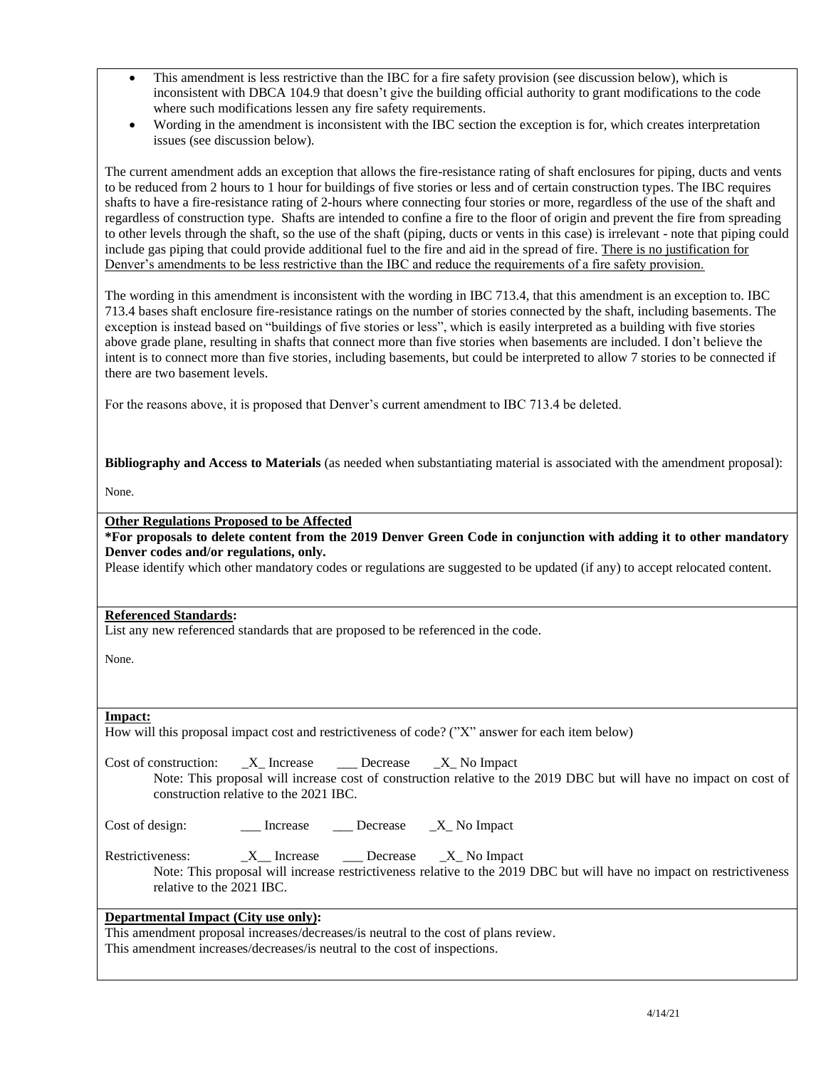- This amendment is less restrictive than the IBC for a fire safety provision (see discussion below), which is inconsistent with DBCA 104.9 that doesn't give the building official authority to grant modifications to the code where such modifications lessen any fire safety requirements.
- Wording in the amendment is inconsistent with the IBC section the exception is for, which creates interpretation issues (see discussion below).

The current amendment adds an exception that allows the fire-resistance rating of shaft enclosures for piping, ducts and vents to be reduced from 2 hours to 1 hour for buildings of five stories or less and of certain construction types. The IBC requires shafts to have a fire-resistance rating of 2-hours where connecting four stories or more, regardless of the use of the shaft and regardless of construction type. Shafts are intended to confine a fire to the floor of origin and prevent the fire from spreading to other levels through the shaft, so the use of the shaft (piping, ducts or vents in this case) is irrelevant - note that piping could include gas piping that could provide additional fuel to the fire and aid in the spread of fire. <u>There is no justification for Denver's amendments to be less restrictive than the IBC and reduce the requirements of a fire safety provision.</u>

The wording in this amendment is inconsistent with the wording in IBC 713.4, that this amendment is an exception to. IBC 713.4 bases shaft enclosure fire-resistance ratings on the number of stories connected by the shaft, including basements. The exception is instead based on "buildings of five stories or less", which is easily interpreted as a building with five stories above grade plane, resulting in shafts that connect more than five stories when basements are included. I don't believe the intent is to connect more than five stories, including basements, but could be interpreted to allow 7 stories to be connected if there are two basement levels.

For the reasons above, it is proposed that Denver's current amendment to IBC 713.4 be deleted.

**Bibliography and Access to Materials** (as needed when substantiating material is associated with the amendment proposal):

None.

**Other Regulations Proposed to be Affected**

***For proposals to delete content from the 2019 Denver Green Code in conjunction with adding it to other mandatory Denver codes and/or regulations, only.**

Please identify which other mandatory codes or regulations are suggested to be updated (if any) to accept relocated content.

**Referenced Standards:**

List any new referenced standards that are proposed to be referenced in the code.

None.

**Impact:**

How will this proposal impact cost and restrictiveness of code? ("X" answer for each item below)

Cost of construction: _X_ Increase ___ Decrease _X_ No Impact

Note: This proposal will increase cost of construction relative to the 2019 DBC but will have no impact on cost of construction relative to the 2021 IBC.

Cost of design: ___ Increase ___ Decrease _X_ No Impact

Restrictiveness: _X__ Increase ___ Decrease _X_ No Impact

Note: This proposal will increase restrictiveness relative to the 2019 DBC but will have no impact on restrictiveness relative to the 2021 IBC.

**Departmental Impact (City use only):**

This amendment proposal increases/decreases/is neutral to the cost of plans review.
This amendment increases/decreases/is neutral to the cost of inspections.

4/14/21